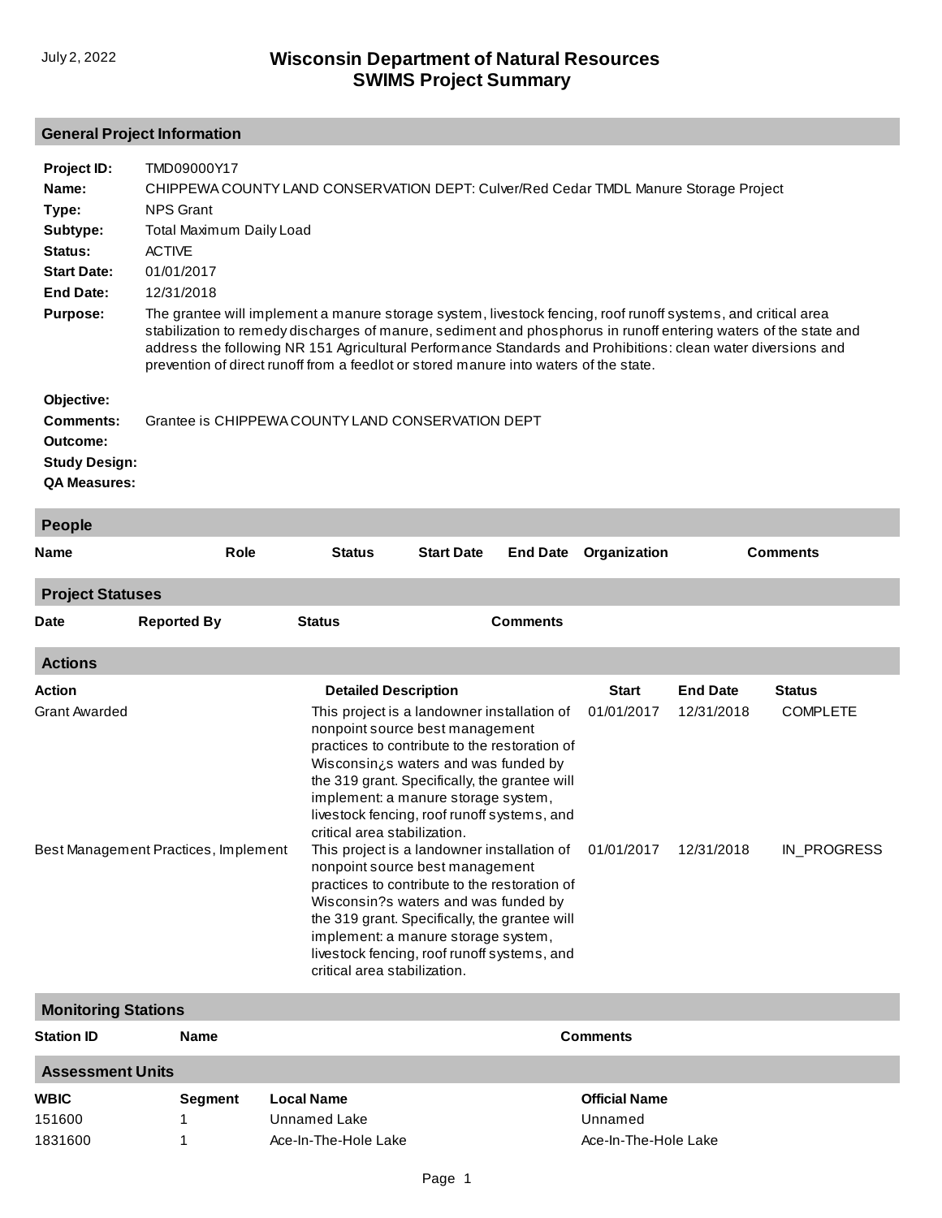July 2, 2022

# Wisconsin Department of Natural Resources
# SWIMS Project Summary

## General Project Information

**Project ID:** TMD09000Y17

**Name:** CHIPPEWA COUNTY LAND CONSERVATION DEPT: Culver/Red Cedar TMDL Manure Storage Project

**Type:** NPS Grant

**Subtype:** Total Maximum Daily Load

**Status:** ACTIVE

**Start Date:** 01/01/2017

**End Date:** 12/31/2018

**Purpose:** The grantee will implement a manure storage system, livestock fencing, roof runoff systems, and critical area stabilization to remedy discharges of manure, sediment and phosphorus in runoff entering waters of the state and address the following NR 151 Agricultural Performance Standards and Prohibitions: clean water diversions and prevention of direct runoff from a feedlot or stored manure into waters of the state.

**Objective:**

**Comments:** Grantee is CHIPPEWA COUNTY LAND CONSERVATION DEPT

**Outcome:**

**Study Design:**

**QA Measures:**

## People

| Name | Role | Status | Start Date | End Date | Organization | Comments |
|---|---|---|---|---|---|---|

## Project Statuses

| Date | Reported By | Status | Comments |
|---|---|---|---|

## Actions

| Action | Detailed Description | Start | End Date | Status |
|---|---|---|---|---|
| Grant Awarded | This project is a landowner installation of nonpoint source best management practices to contribute to the restoration of Wisconsin¿s waters and was funded by the 319 grant. Specifically, the grantee will implement: a manure storage system, livestock fencing, roof runoff systems, and critical area stabilization. | 01/01/2017 | 12/31/2018 | COMPLETE |
| Best Management Practices, Implement | This project is a landowner installation of nonpoint source best management practices to contribute to the restoration of Wisconsin?s waters and was funded by the 319 grant. Specifically, the grantee will implement: a manure storage system, livestock fencing, roof runoff systems, and critical area stabilization. | 01/01/2017 | 12/31/2018 | IN_PROGRESS |

## Monitoring Stations

| Station ID | Name | Comments |
|---|---|---|

## Assessment Units

| WBIC | Segment | Local Name | Official Name |
|---|---|---|---|
| 151600 | 1 | Unnamed Lake | Unnamed |
| 1831600 | 1 | Ace-In-The-Hole Lake | Ace-In-The-Hole Lake |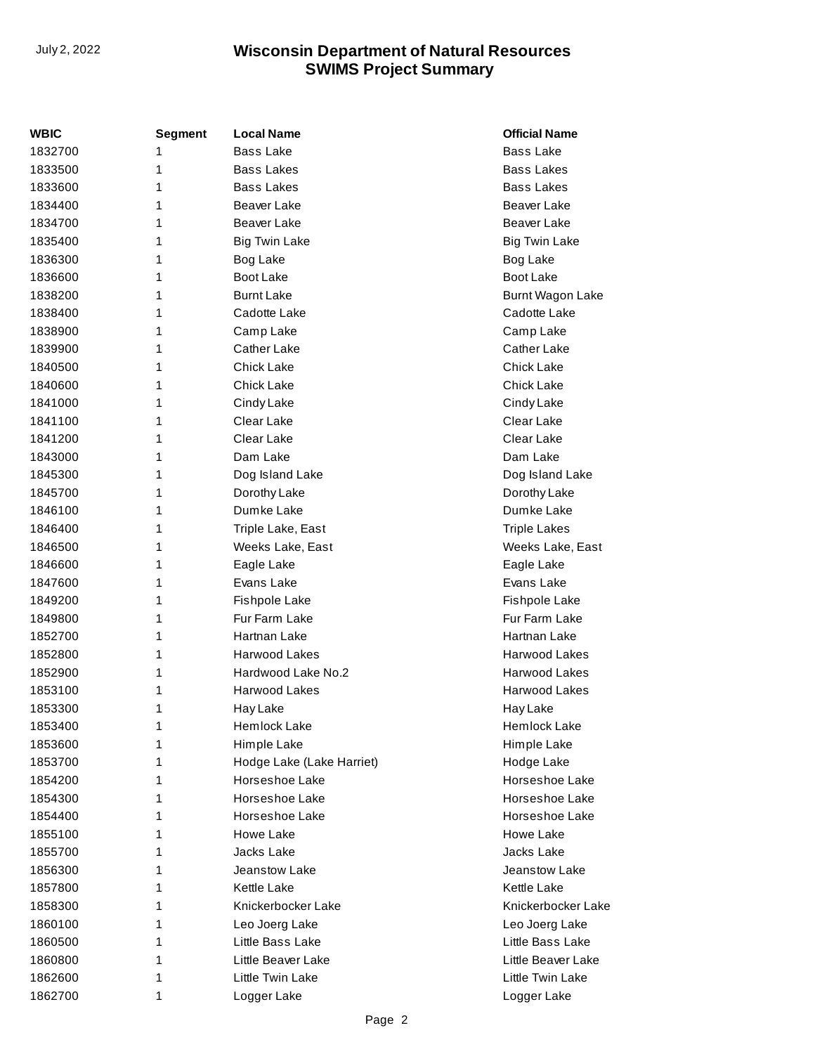| WBIC | Segment | Local Name | Official Name |
|---|---|---|---|
| 1832700 | 1 | Bass Lake | Bass Lake |
| 1833500 | 1 | Bass Lakes | Bass Lakes |
| 1833600 | 1 | Bass Lakes | Bass Lakes |
| 1834400 | 1 | Beaver Lake | Beaver Lake |
| 1834700 | 1 | Beaver Lake | Beaver Lake |
| 1835400 | 1 | Big Twin Lake | Big Twin Lake |
| 1836300 | 1 | Bog Lake | Bog Lake |
| 1836600 | 1 | Boot Lake | Boot Lake |
| 1838200 | 1 | Burnt Lake | Burnt Wagon Lake |
| 1838400 | 1 | Cadotte Lake | Cadotte Lake |
| 1838900 | 1 | Camp Lake | Camp Lake |
| 1839900 | 1 | Cather Lake | Cather Lake |
| 1840500 | 1 | Chick Lake | Chick Lake |
| 1840600 | 1 | Chick Lake | Chick Lake |
| 1841000 | 1 | Cindy Lake | Cindy Lake |
| 1841100 | 1 | Clear Lake | Clear Lake |
| 1841200 | 1 | Clear Lake | Clear Lake |
| 1843000 | 1 | Dam Lake | Dam Lake |
| 1845300 | 1 | Dog Island Lake | Dog Island Lake |
| 1845700 | 1 | Dorothy Lake | Dorothy Lake |
| 1846100 | 1 | Dumke Lake | Dumke Lake |
| 1846400 | 1 | Triple Lake, East | Triple Lakes |
| 1846500 | 1 | Weeks Lake, East | Weeks Lake, East |
| 1846600 | 1 | Eagle Lake | Eagle Lake |
| 1847600 | 1 | Evans Lake | Evans Lake |
| 1849200 | 1 | Fishpole Lake | Fishpole Lake |
| 1849800 | 1 | Fur Farm Lake | Fur Farm Lake |
| 1852700 | 1 | Hartnan Lake | Hartnan Lake |
| 1852800 | 1 | Harwood Lakes | Harwood Lakes |
| 1852900 | 1 | Hardwood Lake No.2 | Harwood Lakes |
| 1853100 | 1 | Harwood Lakes | Harwood Lakes |
| 1853300 | 1 | Hay Lake | Hay Lake |
| 1853400 | 1 | Hemlock Lake | Hemlock Lake |
| 1853600 | 1 | Himple Lake | Himple Lake |
| 1853700 | 1 | Hodge Lake (Lake Harriet) | Hodge Lake |
| 1854200 | 1 | Horseshoe Lake | Horseshoe Lake |
| 1854300 | 1 | Horseshoe Lake | Horseshoe Lake |
| 1854400 | 1 | Horseshoe Lake | Horseshoe Lake |
| 1855100 | 1 | Howe Lake | Howe Lake |
| 1855700 | 1 | Jacks Lake | Jacks Lake |
| 1856300 | 1 | Jeanstow Lake | Jeanstow Lake |
| 1857800 | 1 | Kettle Lake | Kettle Lake |
| 1858300 | 1 | Knickerbocker Lake | Knickerbocker Lake |
| 1860100 | 1 | Leo Joerg Lake | Leo Joerg Lake |
| 1860500 | 1 | Little Bass Lake | Little Bass Lake |
| 1860800 | 1 | Little Beaver Lake | Little Beaver Lake |
| 1862600 | 1 | Little Twin Lake | Little Twin Lake |
| 1862700 | 1 | Logger Lake | Logger Lake |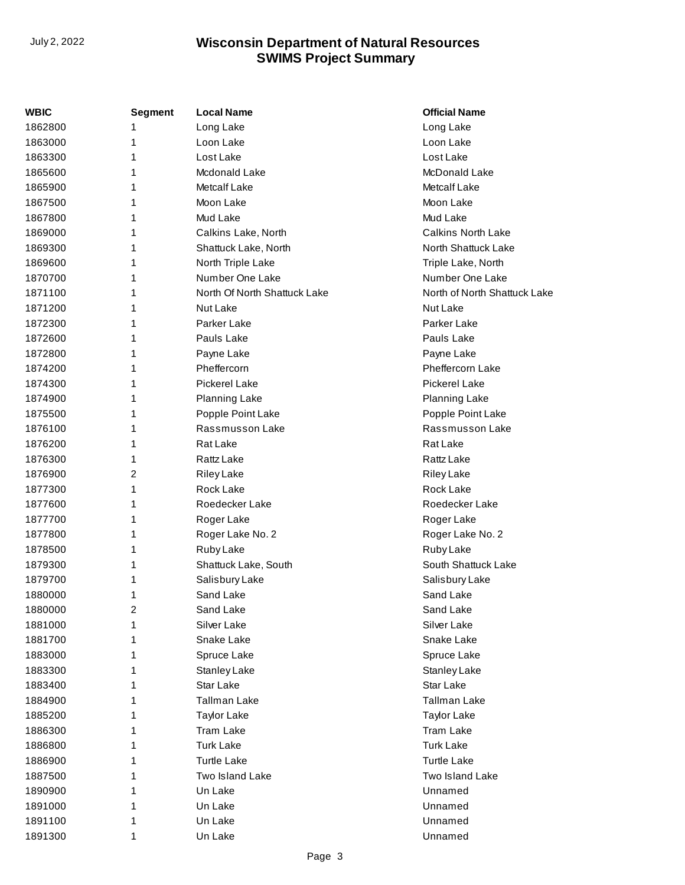| WBIC | Segment | Local Name | Official Name |
|---|---|---|---|
| 1862800 | 1 | Long Lake | Long Lake |
| 1863000 | 1 | Loon Lake | Loon Lake |
| 1863300 | 1 | Lost Lake | Lost Lake |
| 1865600 | 1 | Mcdonald Lake | McDonald Lake |
| 1865900 | 1 | Metcalf Lake | Metcalf Lake |
| 1867500 | 1 | Moon Lake | Moon Lake |
| 1867800 | 1 | Mud Lake | Mud Lake |
| 1869000 | 1 | Calkins Lake, North | Calkins North Lake |
| 1869300 | 1 | Shattuck Lake, North | North Shattuck Lake |
| 1869600 | 1 | North Triple Lake | Triple Lake, North |
| 1870700 | 1 | Number One Lake | Number One Lake |
| 1871100 | 1 | North Of North Shattuck Lake | North of North Shattuck Lake |
| 1871200 | 1 | Nut Lake | Nut Lake |
| 1872300 | 1 | Parker Lake | Parker Lake |
| 1872600 | 1 | Pauls Lake | Pauls Lake |
| 1872800 | 1 | Payne Lake | Payne Lake |
| 1874200 | 1 | Pheffercorn | Pheffercorn Lake |
| 1874300 | 1 | Pickerel Lake | Pickerel Lake |
| 1874900 | 1 | Planning Lake | Planning Lake |
| 1875500 | 1 | Popple Point Lake | Popple Point Lake |
| 1876100 | 1 | Rassmusson Lake | Rassmusson Lake |
| 1876200 | 1 | Rat Lake | Rat Lake |
| 1876300 | 1 | Rattz Lake | Rattz Lake |
| 1876900 | 2 | Riley Lake | Riley Lake |
| 1877300 | 1 | Rock Lake | Rock Lake |
| 1877600 | 1 | Roedecker Lake | Roedecker Lake |
| 1877700 | 1 | Roger Lake | Roger Lake |
| 1877800 | 1 | Roger Lake No. 2 | Roger Lake No. 2 |
| 1878500 | 1 | Ruby Lake | Ruby Lake |
| 1879300 | 1 | Shattuck Lake, South | South Shattuck Lake |
| 1879700 | 1 | Salisbury Lake | Salisbury Lake |
| 1880000 | 1 | Sand Lake | Sand Lake |
| 1880000 | 2 | Sand Lake | Sand Lake |
| 1881000 | 1 | Silver Lake | Silver Lake |
| 1881700 | 1 | Snake Lake | Snake Lake |
| 1883000 | 1 | Spruce Lake | Spruce Lake |
| 1883300 | 1 | Stanley Lake | Stanley Lake |
| 1883400 | 1 | Star Lake | Star Lake |
| 1884900 | 1 | Tallman Lake | Tallman Lake |
| 1885200 | 1 | Taylor Lake | Taylor Lake |
| 1886300 | 1 | Tram Lake | Tram Lake |
| 1886800 | 1 | Turk Lake | Turk Lake |
| 1886900 | 1 | Turtle Lake | Turtle Lake |
| 1887500 | 1 | Two Island Lake | Two Island Lake |
| 1890900 | 1 | Un Lake | Unnamed |
| 1891000 | 1 | Un Lake | Unnamed |
| 1891100 | 1 | Un Lake | Unnamed |
| 1891300 | 1 | Un Lake | Unnamed |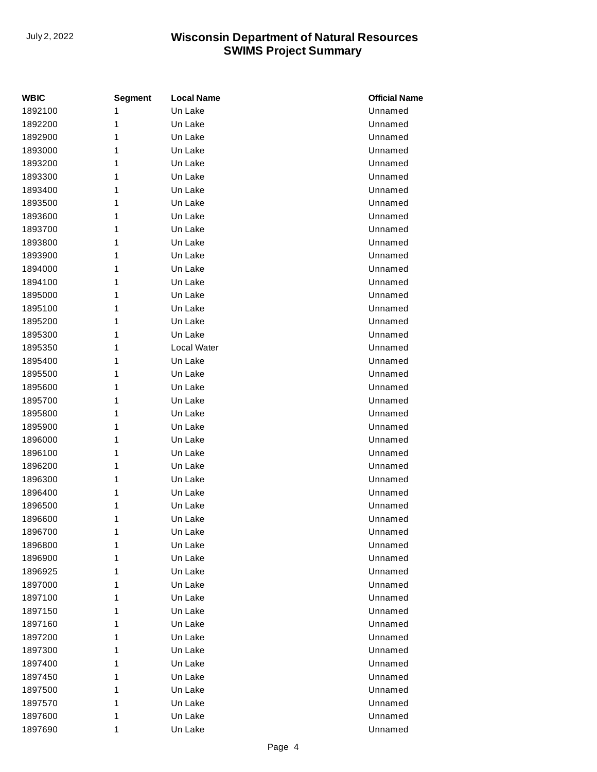| WBIC | Segment | Local Name | Official Name |
| --- | --- | --- | --- |
| 1892100 | 1 | Un Lake | Unnamed |
| 1892200 | 1 | Un Lake | Unnamed |
| 1892900 | 1 | Un Lake | Unnamed |
| 1893000 | 1 | Un Lake | Unnamed |
| 1893200 | 1 | Un Lake | Unnamed |
| 1893300 | 1 | Un Lake | Unnamed |
| 1893400 | 1 | Un Lake | Unnamed |
| 1893500 | 1 | Un Lake | Unnamed |
| 1893600 | 1 | Un Lake | Unnamed |
| 1893700 | 1 | Un Lake | Unnamed |
| 1893800 | 1 | Un Lake | Unnamed |
| 1893900 | 1 | Un Lake | Unnamed |
| 1894000 | 1 | Un Lake | Unnamed |
| 1894100 | 1 | Un Lake | Unnamed |
| 1895000 | 1 | Un Lake | Unnamed |
| 1895100 | 1 | Un Lake | Unnamed |
| 1895200 | 1 | Un Lake | Unnamed |
| 1895300 | 1 | Un Lake | Unnamed |
| 1895350 | 1 | Local Water | Unnamed |
| 1895400 | 1 | Un Lake | Unnamed |
| 1895500 | 1 | Un Lake | Unnamed |
| 1895600 | 1 | Un Lake | Unnamed |
| 1895700 | 1 | Un Lake | Unnamed |
| 1895800 | 1 | Un Lake | Unnamed |
| 1895900 | 1 | Un Lake | Unnamed |
| 1896000 | 1 | Un Lake | Unnamed |
| 1896100 | 1 | Un Lake | Unnamed |
| 1896200 | 1 | Un Lake | Unnamed |
| 1896300 | 1 | Un Lake | Unnamed |
| 1896400 | 1 | Un Lake | Unnamed |
| 1896500 | 1 | Un Lake | Unnamed |
| 1896600 | 1 | Un Lake | Unnamed |
| 1896700 | 1 | Un Lake | Unnamed |
| 1896800 | 1 | Un Lake | Unnamed |
| 1896900 | 1 | Un Lake | Unnamed |
| 1896925 | 1 | Un Lake | Unnamed |
| 1897000 | 1 | Un Lake | Unnamed |
| 1897100 | 1 | Un Lake | Unnamed |
| 1897150 | 1 | Un Lake | Unnamed |
| 1897160 | 1 | Un Lake | Unnamed |
| 1897200 | 1 | Un Lake | Unnamed |
| 1897300 | 1 | Un Lake | Unnamed |
| 1897400 | 1 | Un Lake | Unnamed |
| 1897450 | 1 | Un Lake | Unnamed |
| 1897500 | 1 | Un Lake | Unnamed |
| 1897570 | 1 | Un Lake | Unnamed |
| 1897600 | 1 | Un Lake | Unnamed |
| 1897690 | 1 | Un Lake | Unnamed |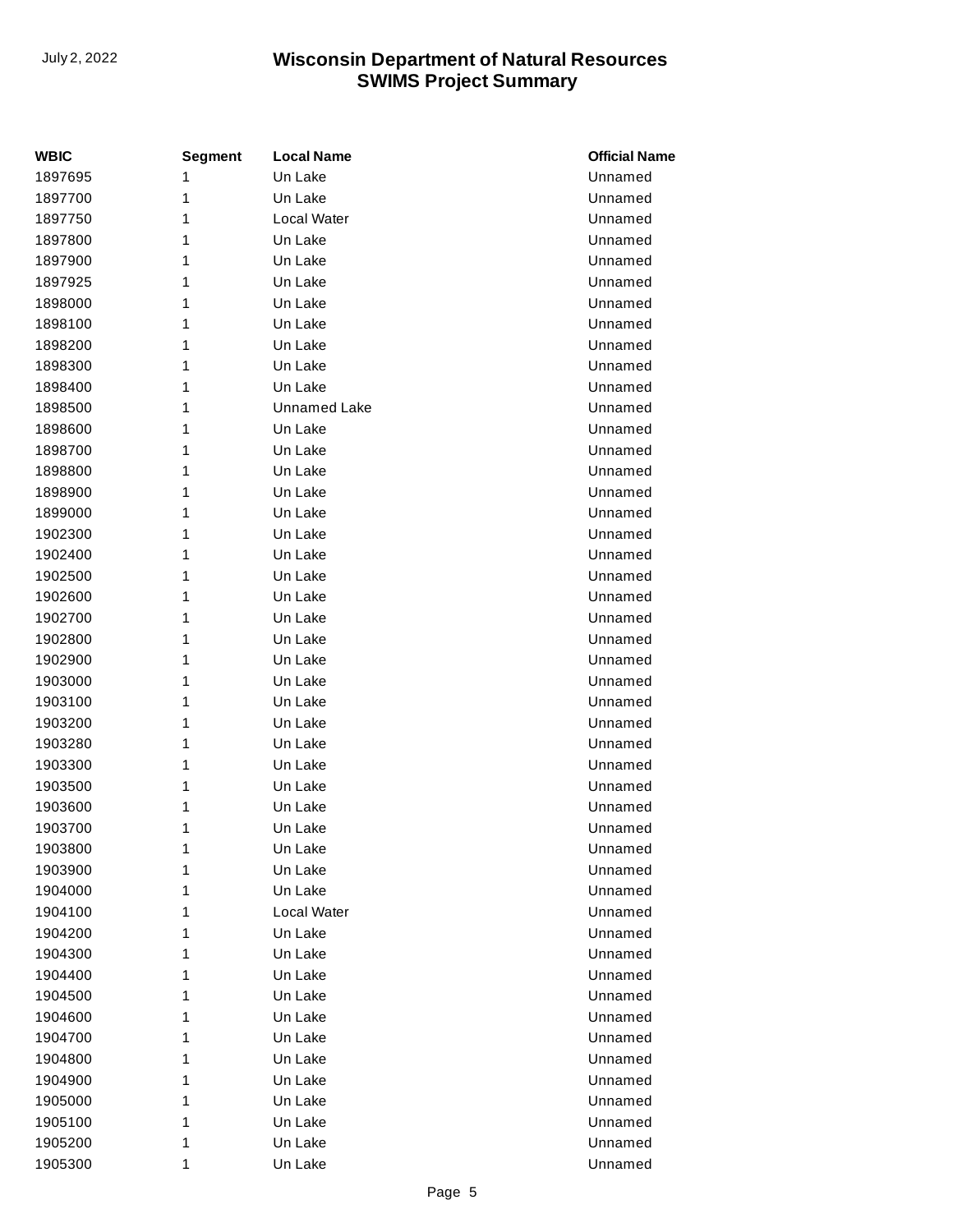| WBIC | Segment | Local Name | Official Name |
| --- | --- | --- | --- |
| 1897695 | 1 | Un Lake | Unnamed |
| 1897700 | 1 | Un Lake | Unnamed |
| 1897750 | 1 | Local Water | Unnamed |
| 1897800 | 1 | Un Lake | Unnamed |
| 1897900 | 1 | Un Lake | Unnamed |
| 1897925 | 1 | Un Lake | Unnamed |
| 1898000 | 1 | Un Lake | Unnamed |
| 1898100 | 1 | Un Lake | Unnamed |
| 1898200 | 1 | Un Lake | Unnamed |
| 1898300 | 1 | Un Lake | Unnamed |
| 1898400 | 1 | Un Lake | Unnamed |
| 1898500 | 1 | Unnamed Lake | Unnamed |
| 1898600 | 1 | Un Lake | Unnamed |
| 1898700 | 1 | Un Lake | Unnamed |
| 1898800 | 1 | Un Lake | Unnamed |
| 1898900 | 1 | Un Lake | Unnamed |
| 1899000 | 1 | Un Lake | Unnamed |
| 1902300 | 1 | Un Lake | Unnamed |
| 1902400 | 1 | Un Lake | Unnamed |
| 1902500 | 1 | Un Lake | Unnamed |
| 1902600 | 1 | Un Lake | Unnamed |
| 1902700 | 1 | Un Lake | Unnamed |
| 1902800 | 1 | Un Lake | Unnamed |
| 1902900 | 1 | Un Lake | Unnamed |
| 1903000 | 1 | Un Lake | Unnamed |
| 1903100 | 1 | Un Lake | Unnamed |
| 1903200 | 1 | Un Lake | Unnamed |
| 1903280 | 1 | Un Lake | Unnamed |
| 1903300 | 1 | Un Lake | Unnamed |
| 1903500 | 1 | Un Lake | Unnamed |
| 1903600 | 1 | Un Lake | Unnamed |
| 1903700 | 1 | Un Lake | Unnamed |
| 1903800 | 1 | Un Lake | Unnamed |
| 1903900 | 1 | Un Lake | Unnamed |
| 1904000 | 1 | Un Lake | Unnamed |
| 1904100 | 1 | Local Water | Unnamed |
| 1904200 | 1 | Un Lake | Unnamed |
| 1904300 | 1 | Un Lake | Unnamed |
| 1904400 | 1 | Un Lake | Unnamed |
| 1904500 | 1 | Un Lake | Unnamed |
| 1904600 | 1 | Un Lake | Unnamed |
| 1904700 | 1 | Un Lake | Unnamed |
| 1904800 | 1 | Un Lake | Unnamed |
| 1904900 | 1 | Un Lake | Unnamed |
| 1905000 | 1 | Un Lake | Unnamed |
| 1905100 | 1 | Un Lake | Unnamed |
| 1905200 | 1 | Un Lake | Unnamed |
| 1905300 | 1 | Un Lake | Unnamed |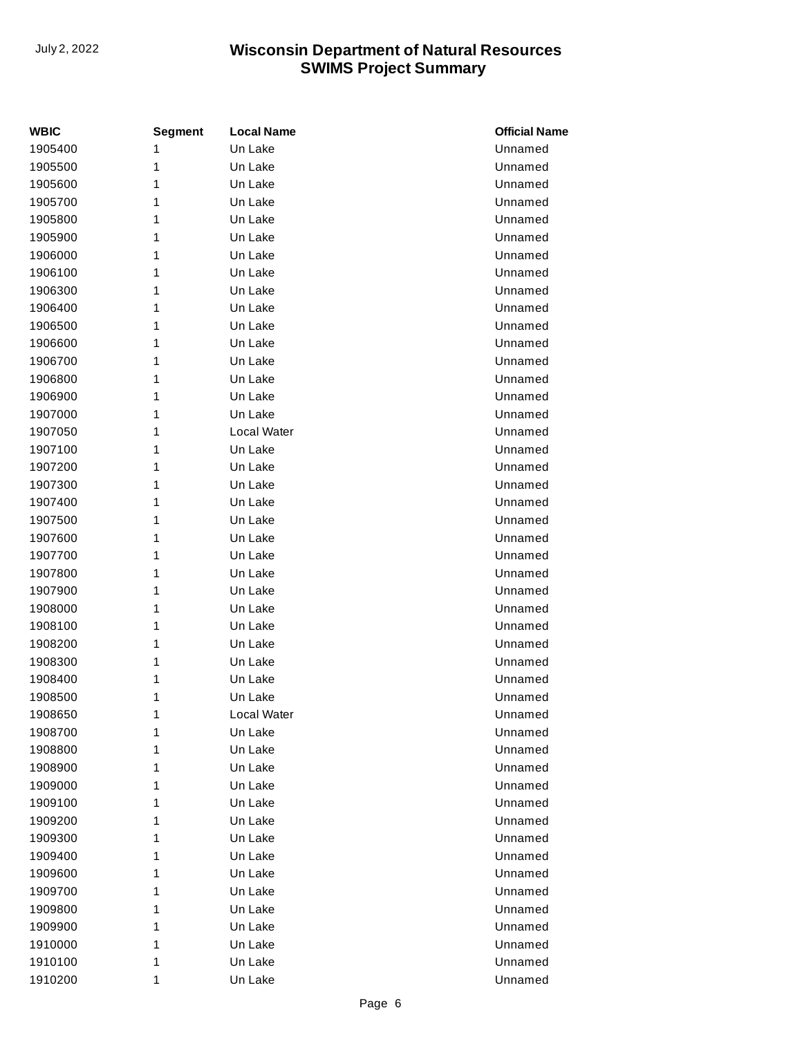| WBIC | Segment | Local Name | Official Name |
| --- | --- | --- | --- |
| 1905400 | 1 | Un Lake | Unnamed |
| 1905500 | 1 | Un Lake | Unnamed |
| 1905600 | 1 | Un Lake | Unnamed |
| 1905700 | 1 | Un Lake | Unnamed |
| 1905800 | 1 | Un Lake | Unnamed |
| 1905900 | 1 | Un Lake | Unnamed |
| 1906000 | 1 | Un Lake | Unnamed |
| 1906100 | 1 | Un Lake | Unnamed |
| 1906300 | 1 | Un Lake | Unnamed |
| 1906400 | 1 | Un Lake | Unnamed |
| 1906500 | 1 | Un Lake | Unnamed |
| 1906600 | 1 | Un Lake | Unnamed |
| 1906700 | 1 | Un Lake | Unnamed |
| 1906800 | 1 | Un Lake | Unnamed |
| 1906900 | 1 | Un Lake | Unnamed |
| 1907000 | 1 | Un Lake | Unnamed |
| 1907050 | 1 | Local Water | Unnamed |
| 1907100 | 1 | Un Lake | Unnamed |
| 1907200 | 1 | Un Lake | Unnamed |
| 1907300 | 1 | Un Lake | Unnamed |
| 1907400 | 1 | Un Lake | Unnamed |
| 1907500 | 1 | Un Lake | Unnamed |
| 1907600 | 1 | Un Lake | Unnamed |
| 1907700 | 1 | Un Lake | Unnamed |
| 1907800 | 1 | Un Lake | Unnamed |
| 1907900 | 1 | Un Lake | Unnamed |
| 1908000 | 1 | Un Lake | Unnamed |
| 1908100 | 1 | Un Lake | Unnamed |
| 1908200 | 1 | Un Lake | Unnamed |
| 1908300 | 1 | Un Lake | Unnamed |
| 1908400 | 1 | Un Lake | Unnamed |
| 1908500 | 1 | Un Lake | Unnamed |
| 1908650 | 1 | Local Water | Unnamed |
| 1908700 | 1 | Un Lake | Unnamed |
| 1908800 | 1 | Un Lake | Unnamed |
| 1908900 | 1 | Un Lake | Unnamed |
| 1909000 | 1 | Un Lake | Unnamed |
| 1909100 | 1 | Un Lake | Unnamed |
| 1909200 | 1 | Un Lake | Unnamed |
| 1909300 | 1 | Un Lake | Unnamed |
| 1909400 | 1 | Un Lake | Unnamed |
| 1909600 | 1 | Un Lake | Unnamed |
| 1909700 | 1 | Un Lake | Unnamed |
| 1909800 | 1 | Un Lake | Unnamed |
| 1909900 | 1 | Un Lake | Unnamed |
| 1910000 | 1 | Un Lake | Unnamed |
| 1910100 | 1 | Un Lake | Unnamed |
| 1910200 | 1 | Un Lake | Unnamed |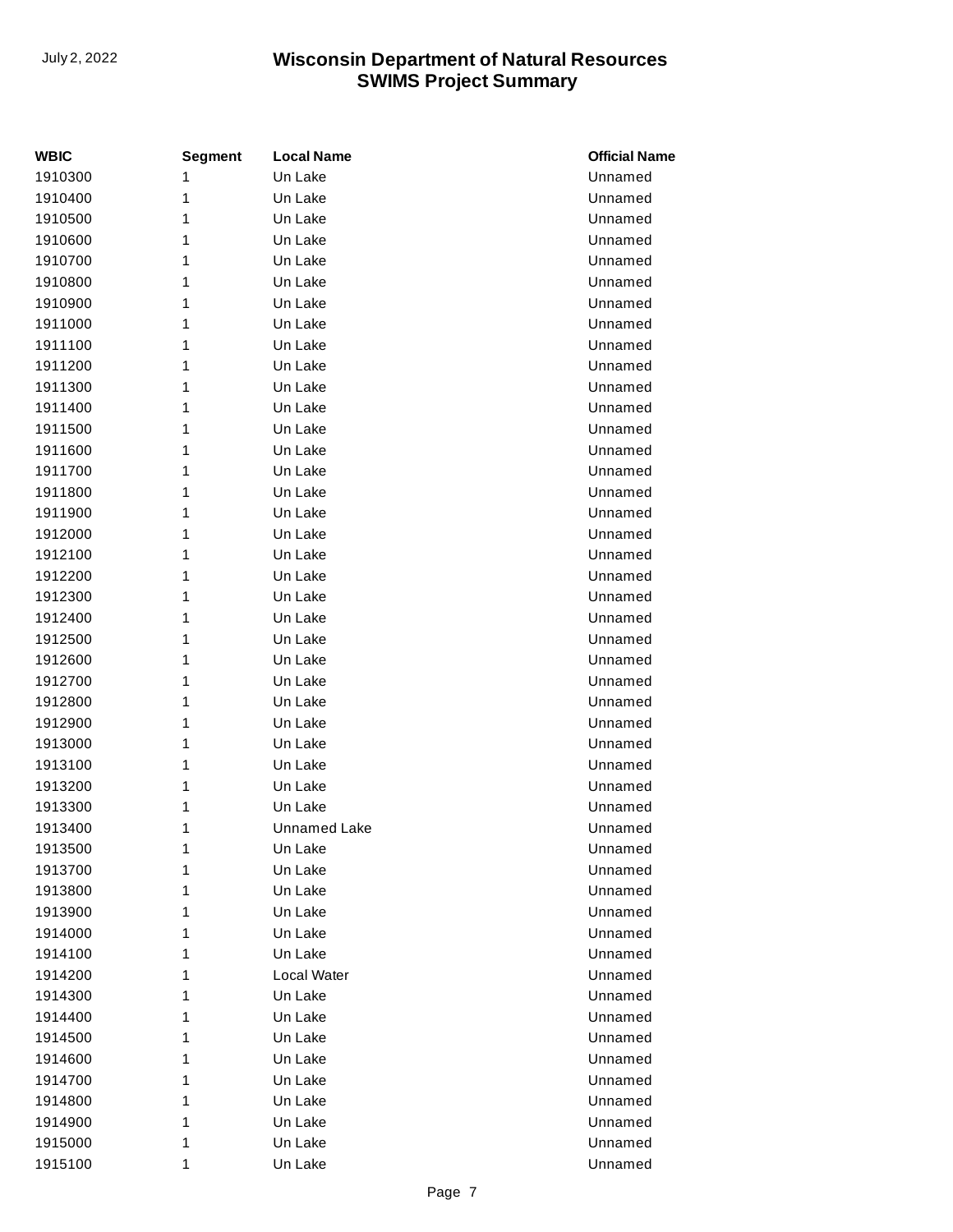| WBIC | Segment | Local Name | Official Name |
| --- | --- | --- | --- |
| 1910300 | 1 | Un Lake | Unnamed |
| 1910400 | 1 | Un Lake | Unnamed |
| 1910500 | 1 | Un Lake | Unnamed |
| 1910600 | 1 | Un Lake | Unnamed |
| 1910700 | 1 | Un Lake | Unnamed |
| 1910800 | 1 | Un Lake | Unnamed |
| 1910900 | 1 | Un Lake | Unnamed |
| 1911000 | 1 | Un Lake | Unnamed |
| 1911100 | 1 | Un Lake | Unnamed |
| 1911200 | 1 | Un Lake | Unnamed |
| 1911300 | 1 | Un Lake | Unnamed |
| 1911400 | 1 | Un Lake | Unnamed |
| 1911500 | 1 | Un Lake | Unnamed |
| 1911600 | 1 | Un Lake | Unnamed |
| 1911700 | 1 | Un Lake | Unnamed |
| 1911800 | 1 | Un Lake | Unnamed |
| 1911900 | 1 | Un Lake | Unnamed |
| 1912000 | 1 | Un Lake | Unnamed |
| 1912100 | 1 | Un Lake | Unnamed |
| 1912200 | 1 | Un Lake | Unnamed |
| 1912300 | 1 | Un Lake | Unnamed |
| 1912400 | 1 | Un Lake | Unnamed |
| 1912500 | 1 | Un Lake | Unnamed |
| 1912600 | 1 | Un Lake | Unnamed |
| 1912700 | 1 | Un Lake | Unnamed |
| 1912800 | 1 | Un Lake | Unnamed |
| 1912900 | 1 | Un Lake | Unnamed |
| 1913000 | 1 | Un Lake | Unnamed |
| 1913100 | 1 | Un Lake | Unnamed |
| 1913200 | 1 | Un Lake | Unnamed |
| 1913300 | 1 | Un Lake | Unnamed |
| 1913400 | 1 | Unnamed Lake | Unnamed |
| 1913500 | 1 | Un Lake | Unnamed |
| 1913700 | 1 | Un Lake | Unnamed |
| 1913800 | 1 | Un Lake | Unnamed |
| 1913900 | 1 | Un Lake | Unnamed |
| 1914000 | 1 | Un Lake | Unnamed |
| 1914100 | 1 | Un Lake | Unnamed |
| 1914200 | 1 | Local Water | Unnamed |
| 1914300 | 1 | Un Lake | Unnamed |
| 1914400 | 1 | Un Lake | Unnamed |
| 1914500 | 1 | Un Lake | Unnamed |
| 1914600 | 1 | Un Lake | Unnamed |
| 1914700 | 1 | Un Lake | Unnamed |
| 1914800 | 1 | Un Lake | Unnamed |
| 1914900 | 1 | Un Lake | Unnamed |
| 1915000 | 1 | Un Lake | Unnamed |
| 1915100 | 1 | Un Lake | Unnamed |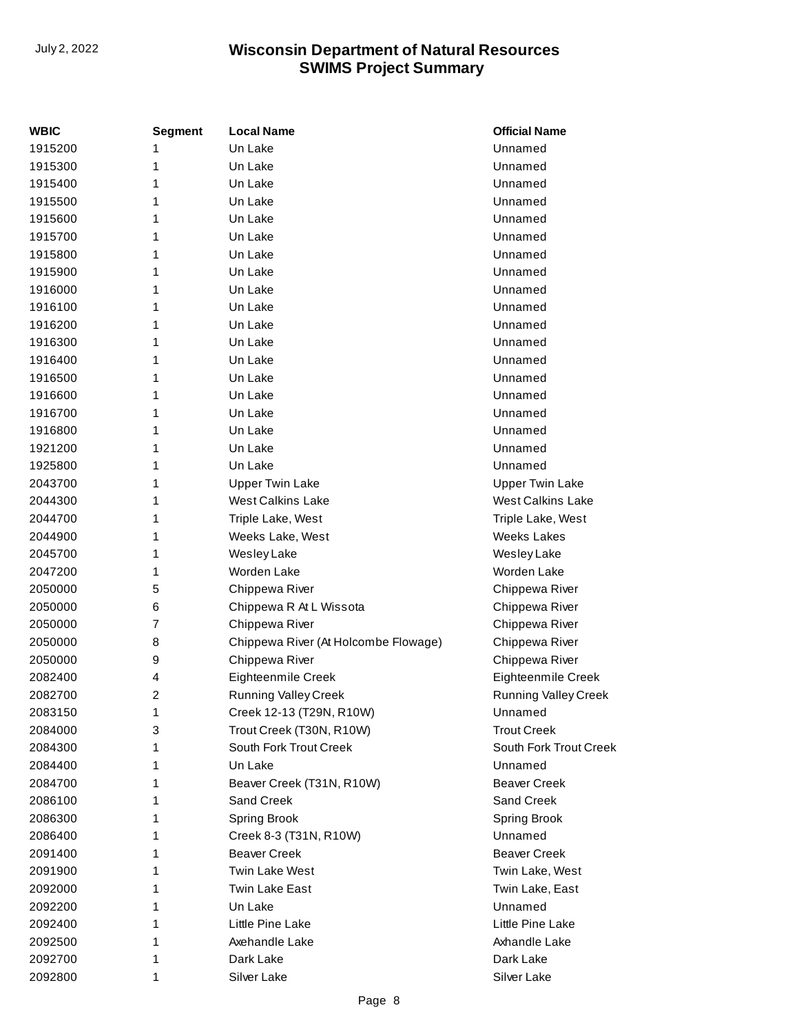| WBIC | Segment | Local Name | Official Name |
|---|---|---|---|
| 1915200 | 1 | Un Lake | Unnamed |
| 1915300 | 1 | Un Lake | Unnamed |
| 1915400 | 1 | Un Lake | Unnamed |
| 1915500 | 1 | Un Lake | Unnamed |
| 1915600 | 1 | Un Lake | Unnamed |
| 1915700 | 1 | Un Lake | Unnamed |
| 1915800 | 1 | Un Lake | Unnamed |
| 1915900 | 1 | Un Lake | Unnamed |
| 1916000 | 1 | Un Lake | Unnamed |
| 1916100 | 1 | Un Lake | Unnamed |
| 1916200 | 1 | Un Lake | Unnamed |
| 1916300 | 1 | Un Lake | Unnamed |
| 1916400 | 1 | Un Lake | Unnamed |
| 1916500 | 1 | Un Lake | Unnamed |
| 1916600 | 1 | Un Lake | Unnamed |
| 1916700 | 1 | Un Lake | Unnamed |
| 1916800 | 1 | Un Lake | Unnamed |
| 1921200 | 1 | Un Lake | Unnamed |
| 1925800 | 1 | Un Lake | Unnamed |
| 2043700 | 1 | Upper Twin Lake | Upper Twin Lake |
| 2044300 | 1 | West Calkins Lake | West Calkins Lake |
| 2044700 | 1 | Triple Lake, West | Triple Lake, West |
| 2044900 | 1 | Weeks Lake, West | Weeks Lakes |
| 2045700 | 1 | Wesley Lake | Wesley Lake |
| 2047200 | 1 | Worden Lake | Worden Lake |
| 2050000 | 5 | Chippewa River | Chippewa River |
| 2050000 | 6 | Chippewa R At L Wissota | Chippewa River |
| 2050000 | 7 | Chippewa River | Chippewa River |
| 2050000 | 8 | Chippewa River (At Holcombe Flowage) | Chippewa River |
| 2050000 | 9 | Chippewa River | Chippewa River |
| 2082400 | 4 | Eighteenmile Creek | Eighteenmile Creek |
| 2082700 | 2 | Running Valley Creek | Running Valley Creek |
| 2083150 | 1 | Creek 12-13 (T29N, R10W) | Unnamed |
| 2084000 | 3 | Trout Creek (T30N, R10W) | Trout Creek |
| 2084300 | 1 | South Fork Trout Creek | South Fork Trout Creek |
| 2084400 | 1 | Un Lake | Unnamed |
| 2084700 | 1 | Beaver Creek (T31N, R10W) | Beaver Creek |
| 2086100 | 1 | Sand Creek | Sand Creek |
| 2086300 | 1 | Spring Brook | Spring Brook |
| 2086400 | 1 | Creek 8-3 (T31N, R10W) | Unnamed |
| 2091400 | 1 | Beaver Creek | Beaver Creek |
| 2091900 | 1 | Twin Lake West | Twin Lake, West |
| 2092000 | 1 | Twin Lake East | Twin Lake, East |
| 2092200 | 1 | Un Lake | Unnamed |
| 2092400 | 1 | Little Pine Lake | Little Pine Lake |
| 2092500 | 1 | Axehandle Lake | Axhandle Lake |
| 2092700 | 1 | Dark Lake | Dark Lake |
| 2092800 | 1 | Silver Lake | Silver Lake |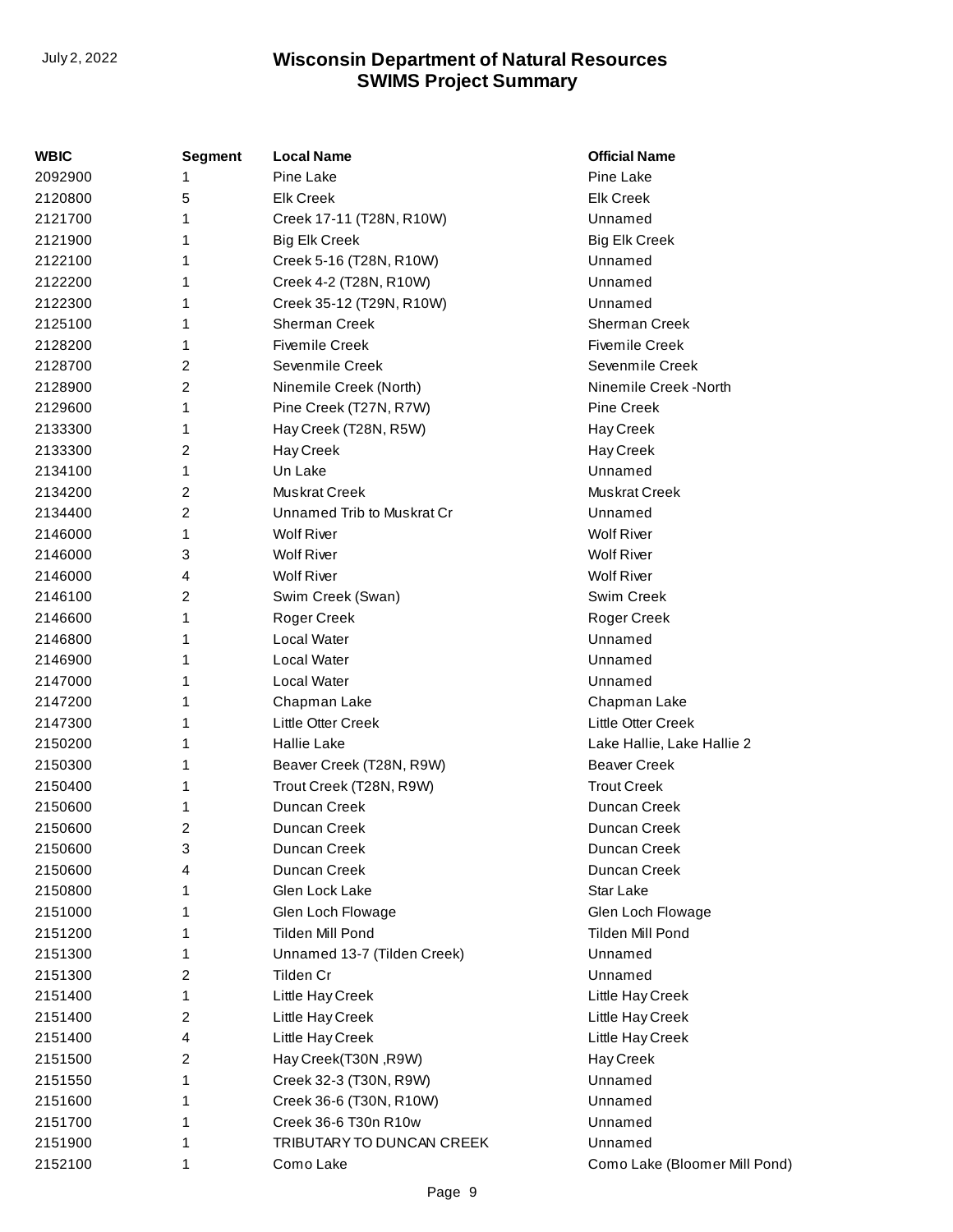| WBIC | Segment | Local Name | Official Name |
|---|---|---|---|
| 2092900 | 1 | Pine Lake | Pine Lake |
| 2120800 | 5 | Elk Creek | Elk Creek |
| 2121700 | 1 | Creek 17-11 (T28N, R10W) | Unnamed |
| 2121900 | 1 | Big Elk Creek | Big Elk Creek |
| 2122100 | 1 | Creek 5-16 (T28N, R10W) | Unnamed |
| 2122200 | 1 | Creek 4-2 (T28N, R10W) | Unnamed |
| 2122300 | 1 | Creek 35-12 (T29N, R10W) | Unnamed |
| 2125100 | 1 | Sherman Creek | Sherman Creek |
| 2128200 | 1 | Fivemile Creek | Fivemile Creek |
| 2128700 | 2 | Sevenmile Creek | Sevenmile Creek |
| 2128900 | 2 | Ninemile Creek (North) | Ninemile Creek -North |
| 2129600 | 1 | Pine Creek (T27N, R7W) | Pine Creek |
| 2133300 | 1 | Hay Creek (T28N, R5W) | Hay Creek |
| 2133300 | 2 | Hay Creek | Hay Creek |
| 2134100 | 1 | Un Lake | Unnamed |
| 2134200 | 2 | Muskrat Creek | Muskrat Creek |
| 2134400 | 2 | Unnamed Trib to Muskrat Cr | Unnamed |
| 2146000 | 1 | Wolf River | Wolf River |
| 2146000 | 3 | Wolf River | Wolf River |
| 2146000 | 4 | Wolf River | Wolf River |
| 2146100 | 2 | Swim Creek (Swan) | Swim Creek |
| 2146600 | 1 | Roger Creek | Roger Creek |
| 2146800 | 1 | Local Water | Unnamed |
| 2146900 | 1 | Local Water | Unnamed |
| 2147000 | 1 | Local Water | Unnamed |
| 2147200 | 1 | Chapman Lake | Chapman Lake |
| 2147300 | 1 | Little Otter Creek | Little Otter Creek |
| 2150200 | 1 | Hallie Lake | Lake Hallie, Lake Hallie 2 |
| 2150300 | 1 | Beaver Creek (T28N, R9W) | Beaver Creek |
| 2150400 | 1 | Trout Creek (T28N, R9W) | Trout Creek |
| 2150600 | 1 | Duncan Creek | Duncan Creek |
| 2150600 | 2 | Duncan Creek | Duncan Creek |
| 2150600 | 3 | Duncan Creek | Duncan Creek |
| 2150600 | 4 | Duncan Creek | Duncan Creek |
| 2150800 | 1 | Glen Lock Lake | Star Lake |
| 2151000 | 1 | Glen Loch Flowage | Glen Loch Flowage |
| 2151200 | 1 | Tilden Mill Pond | Tilden Mill Pond |
| 2151300 | 1 | Unnamed 13-7 (Tilden Creek) | Unnamed |
| 2151300 | 2 | Tilden Cr | Unnamed |
| 2151400 | 1 | Little Hay Creek | Little Hay Creek |
| 2151400 | 2 | Little Hay Creek | Little Hay Creek |
| 2151400 | 4 | Little Hay Creek | Little Hay Creek |
| 2151500 | 2 | Hay Creek(T30N ,R9W) | Hay Creek |
| 2151550 | 1 | Creek 32-3 (T30N, R9W) | Unnamed |
| 2151600 | 1 | Creek 36-6 (T30N, R10W) | Unnamed |
| 2151700 | 1 | Creek 36-6 T30n R10w | Unnamed |
| 2151900 | 1 | TRIBUTARY TO DUNCAN CREEK | Unnamed |
| 2152100 | 1 | Como Lake | Como Lake (Bloomer Mill Pond) |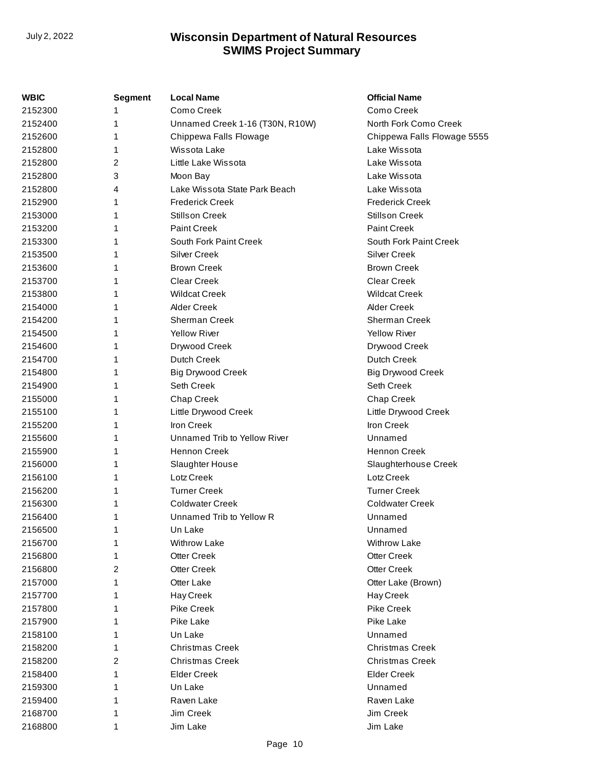| WBIC | Segment | Local Name | Official Name |
|---|---|---|---|
| 2152300 | 1 | Como Creek | Como Creek |
| 2152400 | 1 | Unnamed Creek 1-16 (T30N, R10W) | North Fork Como Creek |
| 2152600 | 1 | Chippewa Falls Flowage | Chippewa Falls Flowage 5555 |
| 2152800 | 1 | Wissota Lake | Lake Wissota |
| 2152800 | 2 | Little Lake Wissota | Lake Wissota |
| 2152800 | 3 | Moon Bay | Lake Wissota |
| 2152800 | 4 | Lake Wissota State Park Beach | Lake Wissota |
| 2152900 | 1 | Frederick Creek | Frederick Creek |
| 2153000 | 1 | Stillson Creek | Stillson Creek |
| 2153200 | 1 | Paint Creek | Paint Creek |
| 2153300 | 1 | South Fork Paint Creek | South Fork Paint Creek |
| 2153500 | 1 | Silver Creek | Silver Creek |
| 2153600 | 1 | Brown Creek | Brown Creek |
| 2153700 | 1 | Clear Creek | Clear Creek |
| 2153800 | 1 | Wildcat Creek | Wildcat Creek |
| 2154000 | 1 | Alder Creek | Alder Creek |
| 2154200 | 1 | Sherman Creek | Sherman Creek |
| 2154500 | 1 | Yellow River | Yellow River |
| 2154600 | 1 | Drywood Creek | Drywood Creek |
| 2154700 | 1 | Dutch Creek | Dutch Creek |
| 2154800 | 1 | Big Drywood Creek | Big Drywood Creek |
| 2154900 | 1 | Seth Creek | Seth Creek |
| 2155000 | 1 | Chap Creek | Chap Creek |
| 2155100 | 1 | Little Drywood Creek | Little Drywood Creek |
| 2155200 | 1 | Iron Creek | Iron Creek |
| 2155600 | 1 | Unnamed Trib to Yellow River | Unnamed |
| 2155900 | 1 | Hennon Creek | Hennon Creek |
| 2156000 | 1 | Slaughter House | Slaughterhouse Creek |
| 2156100 | 1 | Lotz Creek | Lotz Creek |
| 2156200 | 1 | Turner Creek | Turner Creek |
| 2156300 | 1 | Coldwater Creek | Coldwater Creek |
| 2156400 | 1 | Unnamed Trib to Yellow R | Unnamed |
| 2156500 | 1 | Un Lake | Unnamed |
| 2156700 | 1 | Withrow Lake | Withrow Lake |
| 2156800 | 1 | Otter Creek | Otter Creek |
| 2156800 | 2 | Otter Creek | Otter Creek |
| 2157000 | 1 | Otter Lake | Otter Lake (Brown) |
| 2157700 | 1 | Hay Creek | Hay Creek |
| 2157800 | 1 | Pike Creek | Pike Creek |
| 2157900 | 1 | Pike Lake | Pike Lake |
| 2158100 | 1 | Un Lake | Unnamed |
| 2158200 | 1 | Christmas Creek | Christmas Creek |
| 2158200 | 2 | Christmas Creek | Christmas Creek |
| 2158400 | 1 | Elder Creek | Elder Creek |
| 2159300 | 1 | Un Lake | Unnamed |
| 2159400 | 1 | Raven Lake | Raven Lake |
| 2168700 | 1 | Jim Creek | Jim Creek |
| 2168800 | 1 | Jim Lake | Jim Lake |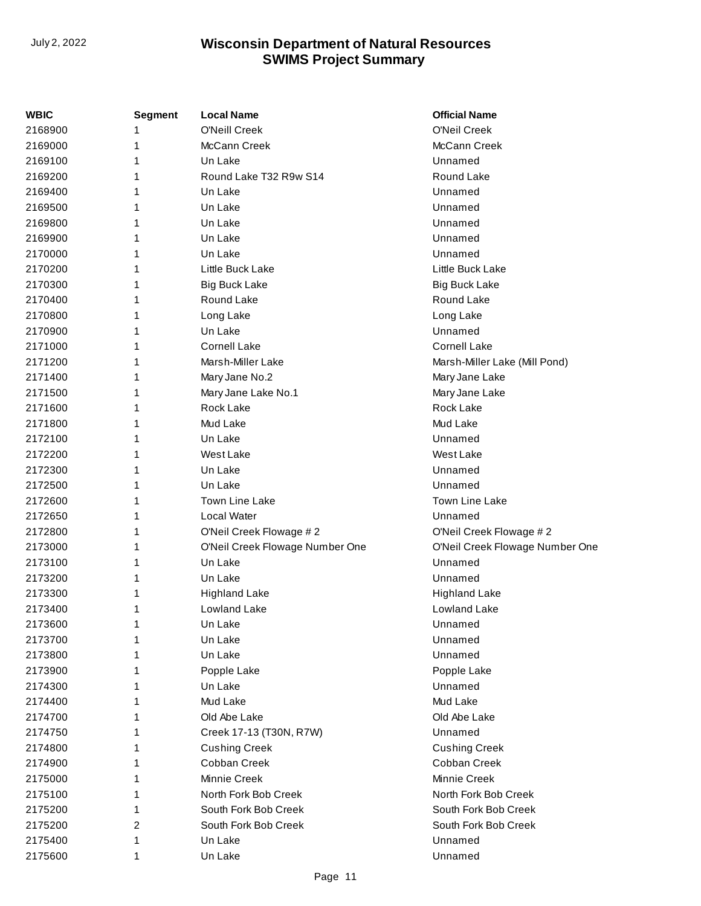| WBIC | Segment | Local Name | Official Name |
|---|---|---|---|
| 2168900 | 1 | O'Neill Creek | O'Neil Creek |
| 2169000 | 1 | McCann Creek | McCann Creek |
| 2169100 | 1 | Un Lake | Unnamed |
| 2169200 | 1 | Round Lake T32 R9w S14 | Round Lake |
| 2169400 | 1 | Un Lake | Unnamed |
| 2169500 | 1 | Un Lake | Unnamed |
| 2169800 | 1 | Un Lake | Unnamed |
| 2169900 | 1 | Un Lake | Unnamed |
| 2170000 | 1 | Un Lake | Unnamed |
| 2170200 | 1 | Little Buck Lake | Little Buck Lake |
| 2170300 | 1 | Big Buck Lake | Big Buck Lake |
| 2170400 | 1 | Round Lake | Round Lake |
| 2170800 | 1 | Long Lake | Long Lake |
| 2170900 | 1 | Un Lake | Unnamed |
| 2171000 | 1 | Cornell Lake | Cornell Lake |
| 2171200 | 1 | Marsh-Miller Lake | Marsh-Miller Lake (Mill Pond) |
| 2171400 | 1 | Mary Jane No.2 | Mary Jane Lake |
| 2171500 | 1 | Mary Jane Lake No.1 | Mary Jane Lake |
| 2171600 | 1 | Rock Lake | Rock Lake |
| 2171800 | 1 | Mud Lake | Mud Lake |
| 2172100 | 1 | Un Lake | Unnamed |
| 2172200 | 1 | West Lake | West Lake |
| 2172300 | 1 | Un Lake | Unnamed |
| 2172500 | 1 | Un Lake | Unnamed |
| 2172600 | 1 | Town Line Lake | Town Line Lake |
| 2172650 | 1 | Local Water | Unnamed |
| 2172800 | 1 | O'Neil Creek Flowage # 2 | O'Neil Creek Flowage # 2 |
| 2173000 | 1 | O'Neil Creek Flowage Number One | O'Neil Creek Flowage Number One |
| 2173100 | 1 | Un Lake | Unnamed |
| 2173200 | 1 | Un Lake | Unnamed |
| 2173300 | 1 | Highland Lake | Highland Lake |
| 2173400 | 1 | Lowland Lake | Lowland Lake |
| 2173600 | 1 | Un Lake | Unnamed |
| 2173700 | 1 | Un Lake | Unnamed |
| 2173800 | 1 | Un Lake | Unnamed |
| 2173900 | 1 | Popple Lake | Popple Lake |
| 2174300 | 1 | Un Lake | Unnamed |
| 2174400 | 1 | Mud Lake | Mud Lake |
| 2174700 | 1 | Old Abe Lake | Old Abe Lake |
| 2174750 | 1 | Creek 17-13 (T30N, R7W) | Unnamed |
| 2174800 | 1 | Cushing Creek | Cushing Creek |
| 2174900 | 1 | Cobban Creek | Cobban Creek |
| 2175000 | 1 | Minnie Creek | Minnie Creek |
| 2175100 | 1 | North Fork Bob Creek | North Fork Bob Creek |
| 2175200 | 1 | South Fork Bob Creek | South Fork Bob Creek |
| 2175200 | 2 | South Fork Bob Creek | South Fork Bob Creek |
| 2175400 | 1 | Un Lake | Unnamed |
| 2175600 | 1 | Un Lake | Unnamed |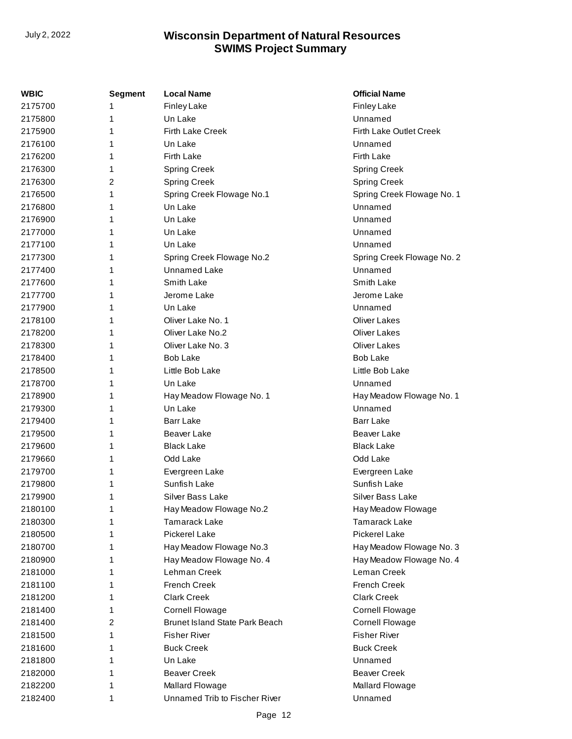| WBIC | Segment | Local Name | Official Name |
|---|---|---|---|
| 2175700 | 1 | Finley Lake | Finley Lake |
| 2175800 | 1 | Un Lake | Unnamed |
| 2175900 | 1 | Firth Lake Creek | Firth Lake Outlet Creek |
| 2176100 | 1 | Un Lake | Unnamed |
| 2176200 | 1 | Firth Lake | Firth Lake |
| 2176300 | 1 | Spring Creek | Spring Creek |
| 2176300 | 2 | Spring Creek | Spring Creek |
| 2176500 | 1 | Spring Creek Flowage No.1 | Spring Creek Flowage No. 1 |
| 2176800 | 1 | Un Lake | Unnamed |
| 2176900 | 1 | Un Lake | Unnamed |
| 2177000 | 1 | Un Lake | Unnamed |
| 2177100 | 1 | Un Lake | Unnamed |
| 2177300 | 1 | Spring Creek Flowage No.2 | Spring Creek Flowage No. 2 |
| 2177400 | 1 | Unnamed Lake | Unnamed |
| 2177600 | 1 | Smith Lake | Smith Lake |
| 2177700 | 1 | Jerome Lake | Jerome Lake |
| 2177900 | 1 | Un Lake | Unnamed |
| 2178100 | 1 | Oliver Lake No. 1 | Oliver Lakes |
| 2178200 | 1 | Oliver Lake No.2 | Oliver Lakes |
| 2178300 | 1 | Oliver Lake No. 3 | Oliver Lakes |
| 2178400 | 1 | Bob Lake | Bob Lake |
| 2178500 | 1 | Little Bob Lake | Little Bob Lake |
| 2178700 | 1 | Un Lake | Unnamed |
| 2178900 | 1 | Hay Meadow Flowage No. 1 | Hay Meadow Flowage No. 1 |
| 2179300 | 1 | Un Lake | Unnamed |
| 2179400 | 1 | Barr Lake | Barr Lake |
| 2179500 | 1 | Beaver Lake | Beaver Lake |
| 2179600 | 1 | Black Lake | Black Lake |
| 2179660 | 1 | Odd Lake | Odd Lake |
| 2179700 | 1 | Evergreen Lake | Evergreen Lake |
| 2179800 | 1 | Sunfish Lake | Sunfish Lake |
| 2179900 | 1 | Silver Bass Lake | Silver Bass Lake |
| 2180100 | 1 | Hay Meadow Flowage No.2 | Hay Meadow Flowage |
| 2180300 | 1 | Tamarack Lake | Tamarack Lake |
| 2180500 | 1 | Pickerel Lake | Pickerel Lake |
| 2180700 | 1 | Hay Meadow Flowage No.3 | Hay Meadow Flowage No. 3 |
| 2180900 | 1 | Hay Meadow Flowage No. 4 | Hay Meadow Flowage No. 4 |
| 2181000 | 1 | Lehman Creek | Leman Creek |
| 2181100 | 1 | French Creek | French Creek |
| 2181200 | 1 | Clark Creek | Clark Creek |
| 2181400 | 1 | Cornell Flowage | Cornell Flowage |
| 2181400 | 2 | Brunet Island State Park Beach | Cornell Flowage |
| 2181500 | 1 | Fisher River | Fisher River |
| 2181600 | 1 | Buck Creek | Buck Creek |
| 2181800 | 1 | Un Lake | Unnamed |
| 2182000 | 1 | Beaver Creek | Beaver Creek |
| 2182200 | 1 | Mallard Flowage | Mallard Flowage |
| 2182400 | 1 | Unnamed Trib to Fischer River | Unnamed |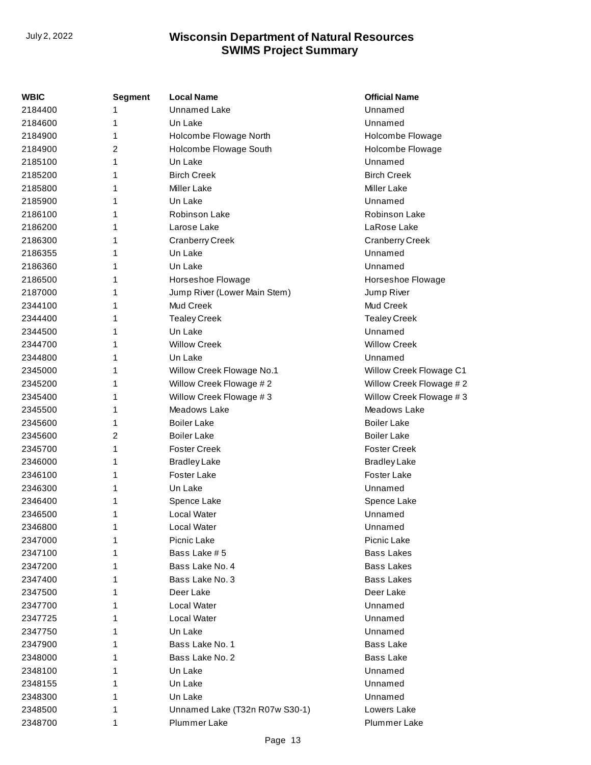| WBIC | Segment | Local Name | Official Name |
| --- | --- | --- | --- |
| 2184400 | 1 | Unnamed Lake | Unnamed |
| 2184600 | 1 | Un Lake | Unnamed |
| 2184900 | 1 | Holcombe Flowage North | Holcombe Flowage |
| 2184900 | 2 | Holcombe Flowage South | Holcombe Flowage |
| 2185100 | 1 | Un Lake | Unnamed |
| 2185200 | 1 | Birch Creek | Birch Creek |
| 2185800 | 1 | Miller Lake | Miller Lake |
| 2185900 | 1 | Un Lake | Unnamed |
| 2186100 | 1 | Robinson Lake | Robinson Lake |
| 2186200 | 1 | Larose Lake | LaRose Lake |
| 2186300 | 1 | Cranberry Creek | Cranberry Creek |
| 2186355 | 1 | Un Lake | Unnamed |
| 2186360 | 1 | Un Lake | Unnamed |
| 2186500 | 1 | Horseshoe Flowage | Horseshoe Flowage |
| 2187000 | 1 | Jump River (Lower Main Stem) | Jump River |
| 2344100 | 1 | Mud Creek | Mud Creek |
| 2344400 | 1 | Tealey Creek | Tealey Creek |
| 2344500 | 1 | Un Lake | Unnamed |
| 2344700 | 1 | Willow Creek | Willow Creek |
| 2344800 | 1 | Un Lake | Unnamed |
| 2345000 | 1 | Willow Creek Flowage No.1 | Willow Creek Flowage C1 |
| 2345200 | 1 | Willow Creek Flowage # 2 | Willow Creek Flowage # 2 |
| 2345400 | 1 | Willow Creek Flowage # 3 | Willow Creek Flowage # 3 |
| 2345500 | 1 | Meadows Lake | Meadows Lake |
| 2345600 | 1 | Boiler Lake | Boiler Lake |
| 2345600 | 2 | Boiler Lake | Boiler Lake |
| 2345700 | 1 | Foster Creek | Foster Creek |
| 2346000 | 1 | Bradley Lake | Bradley Lake |
| 2346100 | 1 | Foster Lake | Foster Lake |
| 2346300 | 1 | Un Lake | Unnamed |
| 2346400 | 1 | Spence Lake | Spence Lake |
| 2346500 | 1 | Local Water | Unnamed |
| 2346800 | 1 | Local Water | Unnamed |
| 2347000 | 1 | Picnic Lake | Picnic Lake |
| 2347100 | 1 | Bass Lake # 5 | Bass Lakes |
| 2347200 | 1 | Bass Lake No. 4 | Bass Lakes |
| 2347400 | 1 | Bass Lake No. 3 | Bass Lakes |
| 2347500 | 1 | Deer Lake | Deer Lake |
| 2347700 | 1 | Local Water | Unnamed |
| 2347725 | 1 | Local Water | Unnamed |
| 2347750 | 1 | Un Lake | Unnamed |
| 2347900 | 1 | Bass Lake No. 1 | Bass Lake |
| 2348000 | 1 | Bass Lake No. 2 | Bass Lake |
| 2348100 | 1 | Un Lake | Unnamed |
| 2348155 | 1 | Un Lake | Unnamed |
| 2348300 | 1 | Un Lake | Unnamed |
| 2348500 | 1 | Unnamed Lake (T32n R07w S30-1) | Lowers Lake |
| 2348700 | 1 | Plummer Lake | Plummer Lake |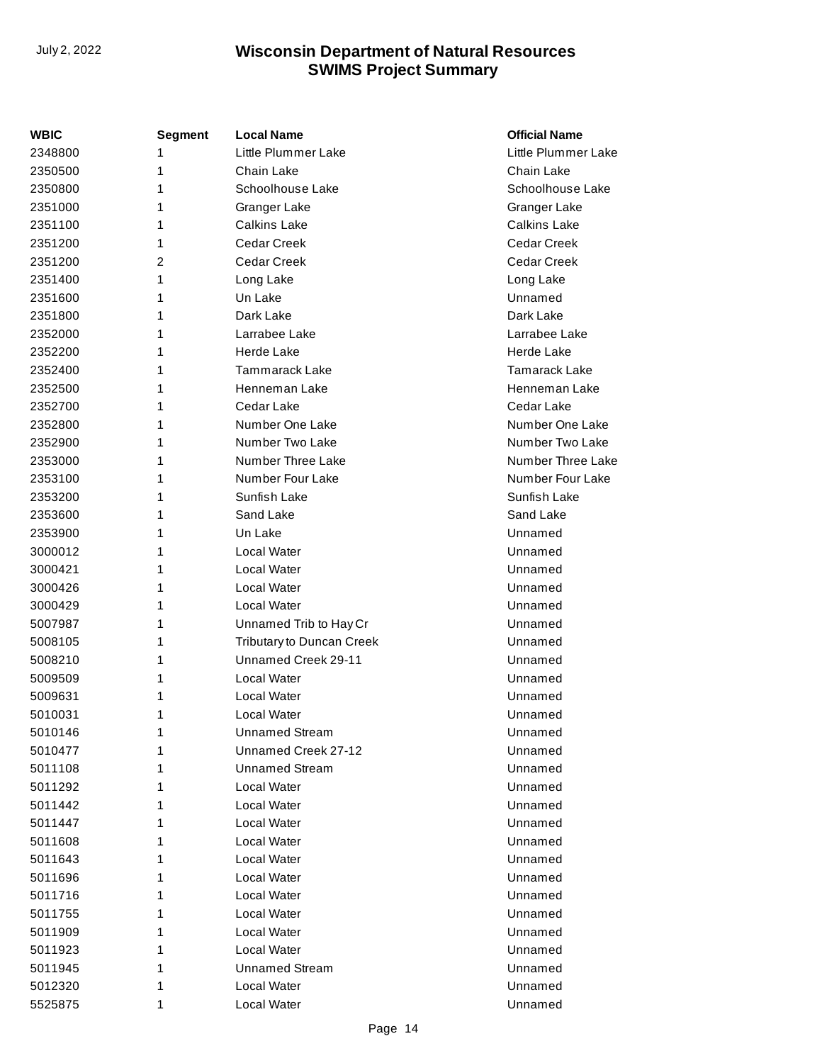| WBIC | Segment | Local Name | Official Name |
|---|---|---|---|
| 2348800 | 1 | Little Plummer Lake | Little Plummer Lake |
| 2350500 | 1 | Chain Lake | Chain Lake |
| 2350800 | 1 | Schoolhouse Lake | Schoolhouse Lake |
| 2351000 | 1 | Granger Lake | Granger Lake |
| 2351100 | 1 | Calkins Lake | Calkins Lake |
| 2351200 | 1 | Cedar Creek | Cedar Creek |
| 2351200 | 2 | Cedar Creek | Cedar Creek |
| 2351400 | 1 | Long Lake | Long Lake |
| 2351600 | 1 | Un Lake | Unnamed |
| 2351800 | 1 | Dark Lake | Dark Lake |
| 2352000 | 1 | Larrabee Lake | Larrabee Lake |
| 2352200 | 1 | Herde Lake | Herde Lake |
| 2352400 | 1 | Tammarack Lake | Tamarack Lake |
| 2352500 | 1 | Henneman Lake | Henneman Lake |
| 2352700 | 1 | Cedar Lake | Cedar Lake |
| 2352800 | 1 | Number One Lake | Number One Lake |
| 2352900 | 1 | Number Two Lake | Number Two Lake |
| 2353000 | 1 | Number Three Lake | Number Three Lake |
| 2353100 | 1 | Number Four Lake | Number Four Lake |
| 2353200 | 1 | Sunfish Lake | Sunfish Lake |
| 2353600 | 1 | Sand Lake | Sand Lake |
| 2353900 | 1 | Un Lake | Unnamed |
| 3000012 | 1 | Local Water | Unnamed |
| 3000421 | 1 | Local Water | Unnamed |
| 3000426 | 1 | Local Water | Unnamed |
| 3000429 | 1 | Local Water | Unnamed |
| 5007987 | 1 | Unnamed Trib to Hay Cr | Unnamed |
| 5008105 | 1 | Tributary to Duncan Creek | Unnamed |
| 5008210 | 1 | Unnamed Creek 29-11 | Unnamed |
| 5009509 | 1 | Local Water | Unnamed |
| 5009631 | 1 | Local Water | Unnamed |
| 5010031 | 1 | Local Water | Unnamed |
| 5010146 | 1 | Unnamed Stream | Unnamed |
| 5010477 | 1 | Unnamed Creek 27-12 | Unnamed |
| 5011108 | 1 | Unnamed Stream | Unnamed |
| 5011292 | 1 | Local Water | Unnamed |
| 5011442 | 1 | Local Water | Unnamed |
| 5011447 | 1 | Local Water | Unnamed |
| 5011608 | 1 | Local Water | Unnamed |
| 5011643 | 1 | Local Water | Unnamed |
| 5011696 | 1 | Local Water | Unnamed |
| 5011716 | 1 | Local Water | Unnamed |
| 5011755 | 1 | Local Water | Unnamed |
| 5011909 | 1 | Local Water | Unnamed |
| 5011923 | 1 | Local Water | Unnamed |
| 5011945 | 1 | Unnamed Stream | Unnamed |
| 5012320 | 1 | Local Water | Unnamed |
| 5525875 | 1 | Local Water | Unnamed |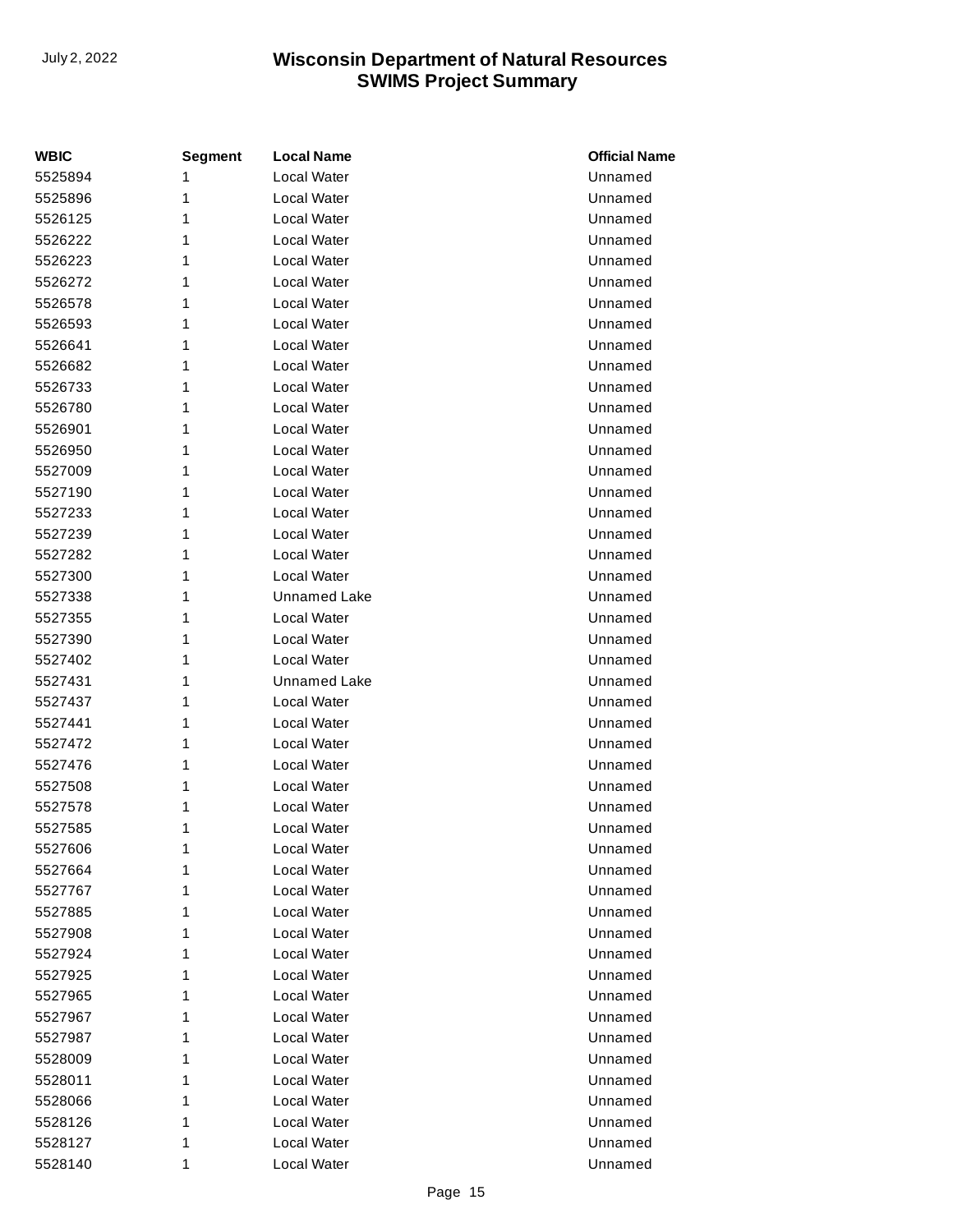| WBIC | Segment | Local Name | Official Name |
|---|---|---|---|
| 5525894 | 1 | Local Water | Unnamed |
| 5525896 | 1 | Local Water | Unnamed |
| 5526125 | 1 | Local Water | Unnamed |
| 5526222 | 1 | Local Water | Unnamed |
| 5526223 | 1 | Local Water | Unnamed |
| 5526272 | 1 | Local Water | Unnamed |
| 5526578 | 1 | Local Water | Unnamed |
| 5526593 | 1 | Local Water | Unnamed |
| 5526641 | 1 | Local Water | Unnamed |
| 5526682 | 1 | Local Water | Unnamed |
| 5526733 | 1 | Local Water | Unnamed |
| 5526780 | 1 | Local Water | Unnamed |
| 5526901 | 1 | Local Water | Unnamed |
| 5526950 | 1 | Local Water | Unnamed |
| 5527009 | 1 | Local Water | Unnamed |
| 5527190 | 1 | Local Water | Unnamed |
| 5527233 | 1 | Local Water | Unnamed |
| 5527239 | 1 | Local Water | Unnamed |
| 5527282 | 1 | Local Water | Unnamed |
| 5527300 | 1 | Local Water | Unnamed |
| 5527338 | 1 | Unnamed Lake | Unnamed |
| 5527355 | 1 | Local Water | Unnamed |
| 5527390 | 1 | Local Water | Unnamed |
| 5527402 | 1 | Local Water | Unnamed |
| 5527431 | 1 | Unnamed Lake | Unnamed |
| 5527437 | 1 | Local Water | Unnamed |
| 5527441 | 1 | Local Water | Unnamed |
| 5527472 | 1 | Local Water | Unnamed |
| 5527476 | 1 | Local Water | Unnamed |
| 5527508 | 1 | Local Water | Unnamed |
| 5527578 | 1 | Local Water | Unnamed |
| 5527585 | 1 | Local Water | Unnamed |
| 5527606 | 1 | Local Water | Unnamed |
| 5527664 | 1 | Local Water | Unnamed |
| 5527767 | 1 | Local Water | Unnamed |
| 5527885 | 1 | Local Water | Unnamed |
| 5527908 | 1 | Local Water | Unnamed |
| 5527924 | 1 | Local Water | Unnamed |
| 5527925 | 1 | Local Water | Unnamed |
| 5527965 | 1 | Local Water | Unnamed |
| 5527967 | 1 | Local Water | Unnamed |
| 5527987 | 1 | Local Water | Unnamed |
| 5528009 | 1 | Local Water | Unnamed |
| 5528011 | 1 | Local Water | Unnamed |
| 5528066 | 1 | Local Water | Unnamed |
| 5528126 | 1 | Local Water | Unnamed |
| 5528127 | 1 | Local Water | Unnamed |
| 5528140 | 1 | Local Water | Unnamed |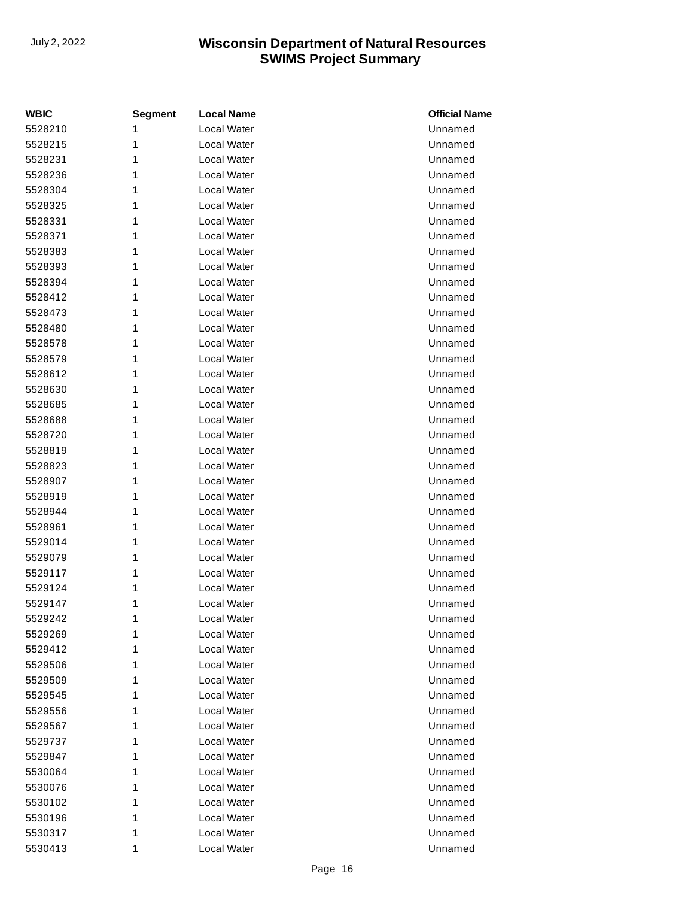| WBIC | Segment | Local Name | Official Name |
|---|---|---|---|
| 5528210 | 1 | Local Water | Unnamed |
| 5528215 | 1 | Local Water | Unnamed |
| 5528231 | 1 | Local Water | Unnamed |
| 5528236 | 1 | Local Water | Unnamed |
| 5528304 | 1 | Local Water | Unnamed |
| 5528325 | 1 | Local Water | Unnamed |
| 5528331 | 1 | Local Water | Unnamed |
| 5528371 | 1 | Local Water | Unnamed |
| 5528383 | 1 | Local Water | Unnamed |
| 5528393 | 1 | Local Water | Unnamed |
| 5528394 | 1 | Local Water | Unnamed |
| 5528412 | 1 | Local Water | Unnamed |
| 5528473 | 1 | Local Water | Unnamed |
| 5528480 | 1 | Local Water | Unnamed |
| 5528578 | 1 | Local Water | Unnamed |
| 5528579 | 1 | Local Water | Unnamed |
| 5528612 | 1 | Local Water | Unnamed |
| 5528630 | 1 | Local Water | Unnamed |
| 5528685 | 1 | Local Water | Unnamed |
| 5528688 | 1 | Local Water | Unnamed |
| 5528720 | 1 | Local Water | Unnamed |
| 5528819 | 1 | Local Water | Unnamed |
| 5528823 | 1 | Local Water | Unnamed |
| 5528907 | 1 | Local Water | Unnamed |
| 5528919 | 1 | Local Water | Unnamed |
| 5528944 | 1 | Local Water | Unnamed |
| 5528961 | 1 | Local Water | Unnamed |
| 5529014 | 1 | Local Water | Unnamed |
| 5529079 | 1 | Local Water | Unnamed |
| 5529117 | 1 | Local Water | Unnamed |
| 5529124 | 1 | Local Water | Unnamed |
| 5529147 | 1 | Local Water | Unnamed |
| 5529242 | 1 | Local Water | Unnamed |
| 5529269 | 1 | Local Water | Unnamed |
| 5529412 | 1 | Local Water | Unnamed |
| 5529506 | 1 | Local Water | Unnamed |
| 5529509 | 1 | Local Water | Unnamed |
| 5529545 | 1 | Local Water | Unnamed |
| 5529556 | 1 | Local Water | Unnamed |
| 5529567 | 1 | Local Water | Unnamed |
| 5529737 | 1 | Local Water | Unnamed |
| 5529847 | 1 | Local Water | Unnamed |
| 5530064 | 1 | Local Water | Unnamed |
| 5530076 | 1 | Local Water | Unnamed |
| 5530102 | 1 | Local Water | Unnamed |
| 5530196 | 1 | Local Water | Unnamed |
| 5530317 | 1 | Local Water | Unnamed |
| 5530413 | 1 | Local Water | Unnamed |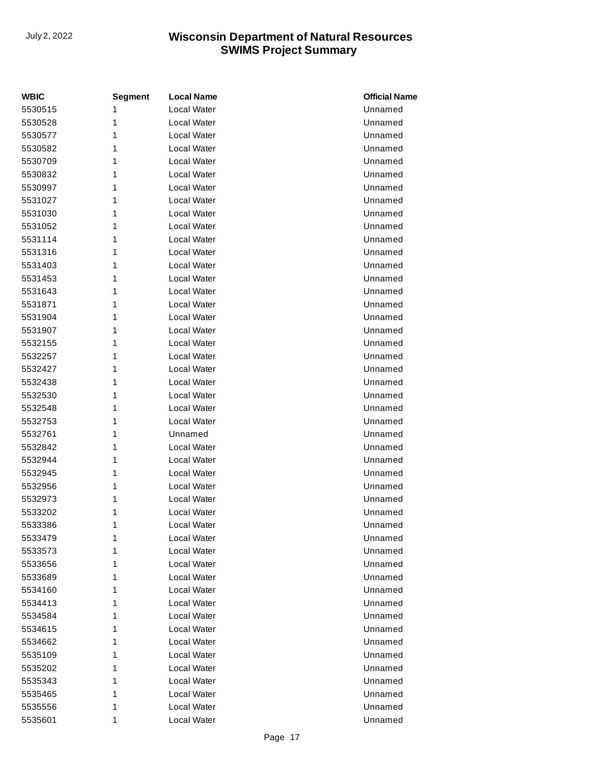| WBIC | Segment | Local Name | Official Name |
|---|---|---|---|
| 5530515 | 1 | Local Water | Unnamed |
| 5530528 | 1 | Local Water | Unnamed |
| 5530577 | 1 | Local Water | Unnamed |
| 5530582 | 1 | Local Water | Unnamed |
| 5530709 | 1 | Local Water | Unnamed |
| 5530832 | 1 | Local Water | Unnamed |
| 5530997 | 1 | Local Water | Unnamed |
| 5531027 | 1 | Local Water | Unnamed |
| 5531030 | 1 | Local Water | Unnamed |
| 5531052 | 1 | Local Water | Unnamed |
| 5531114 | 1 | Local Water | Unnamed |
| 5531316 | 1 | Local Water | Unnamed |
| 5531403 | 1 | Local Water | Unnamed |
| 5531453 | 1 | Local Water | Unnamed |
| 5531643 | 1 | Local Water | Unnamed |
| 5531871 | 1 | Local Water | Unnamed |
| 5531904 | 1 | Local Water | Unnamed |
| 5531907 | 1 | Local Water | Unnamed |
| 5532155 | 1 | Local Water | Unnamed |
| 5532257 | 1 | Local Water | Unnamed |
| 5532427 | 1 | Local Water | Unnamed |
| 5532438 | 1 | Local Water | Unnamed |
| 5532530 | 1 | Local Water | Unnamed |
| 5532548 | 1 | Local Water | Unnamed |
| 5532753 | 1 | Local Water | Unnamed |
| 5532761 | 1 | Unnamed | Unnamed |
| 5532842 | 1 | Local Water | Unnamed |
| 5532944 | 1 | Local Water | Unnamed |
| 5532945 | 1 | Local Water | Unnamed |
| 5532956 | 1 | Local Water | Unnamed |
| 5532973 | 1 | Local Water | Unnamed |
| 5533202 | 1 | Local Water | Unnamed |
| 5533386 | 1 | Local Water | Unnamed |
| 5533479 | 1 | Local Water | Unnamed |
| 5533573 | 1 | Local Water | Unnamed |
| 5533656 | 1 | Local Water | Unnamed |
| 5533689 | 1 | Local Water | Unnamed |
| 5534160 | 1 | Local Water | Unnamed |
| 5534413 | 1 | Local Water | Unnamed |
| 5534584 | 1 | Local Water | Unnamed |
| 5534615 | 1 | Local Water | Unnamed |
| 5534662 | 1 | Local Water | Unnamed |
| 5535109 | 1 | Local Water | Unnamed |
| 5535202 | 1 | Local Water | Unnamed |
| 5535343 | 1 | Local Water | Unnamed |
| 5535465 | 1 | Local Water | Unnamed |
| 5535556 | 1 | Local Water | Unnamed |
| 5535601 | 1 | Local Water | Unnamed |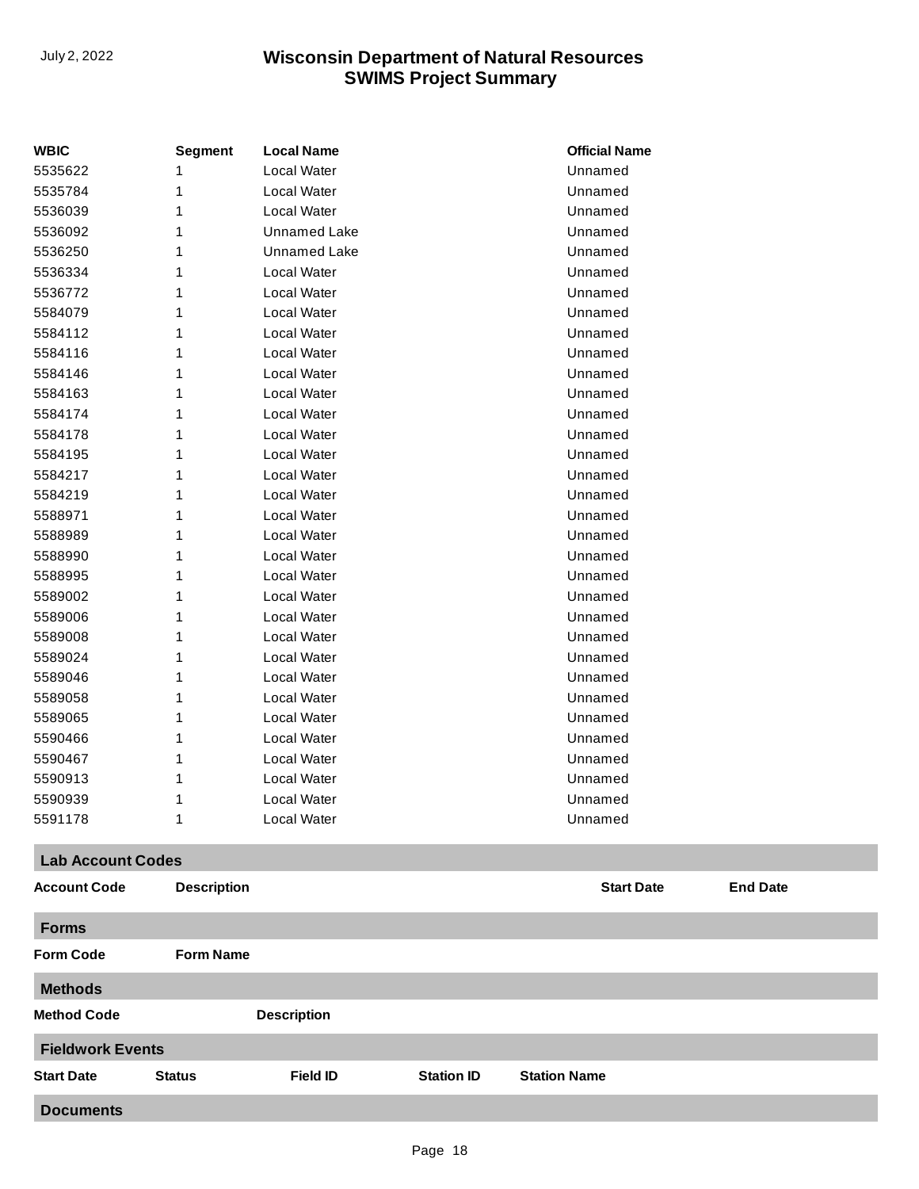| WBIC | Segment | Local Name | Official Name |
|---|---|---|---|
| 5535622 | 1 | Local Water | Unnamed |
| 5535784 | 1 | Local Water | Unnamed |
| 5536039 | 1 | Local Water | Unnamed |
| 5536092 | 1 | Unnamed Lake | Unnamed |
| 5536250 | 1 | Unnamed Lake | Unnamed |
| 5536334 | 1 | Local Water | Unnamed |
| 5536772 | 1 | Local Water | Unnamed |
| 5584079 | 1 | Local Water | Unnamed |
| 5584112 | 1 | Local Water | Unnamed |
| 5584116 | 1 | Local Water | Unnamed |
| 5584146 | 1 | Local Water | Unnamed |
| 5584163 | 1 | Local Water | Unnamed |
| 5584174 | 1 | Local Water | Unnamed |
| 5584178 | 1 | Local Water | Unnamed |
| 5584195 | 1 | Local Water | Unnamed |
| 5584217 | 1 | Local Water | Unnamed |
| 5584219 | 1 | Local Water | Unnamed |
| 5588971 | 1 | Local Water | Unnamed |
| 5588989 | 1 | Local Water | Unnamed |
| 5588990 | 1 | Local Water | Unnamed |
| 5588995 | 1 | Local Water | Unnamed |
| 5589002 | 1 | Local Water | Unnamed |
| 5589006 | 1 | Local Water | Unnamed |
| 5589008 | 1 | Local Water | Unnamed |
| 5589024 | 1 | Local Water | Unnamed |
| 5589046 | 1 | Local Water | Unnamed |
| 5589058 | 1 | Local Water | Unnamed |
| 5589065 | 1 | Local Water | Unnamed |
| 5590466 | 1 | Local Water | Unnamed |
| 5590467 | 1 | Local Water | Unnamed |
| 5590913 | 1 | Local Water | Unnamed |
| 5590939 | 1 | Local Water | Unnamed |
| 5591178 | 1 | Local Water | Unnamed |

## Lab Account Codes

| Account Code | Description | Start Date | End Date |
|---|---|---|---|

## Forms

| Form Code | Form Name |
|---|---|

## Methods

| Method Code | Description |
|---|---|

## Fieldwork Events

| Start Date | Status | Field ID | Station ID | Station Name |
|---|---|---|---|---|

## Documents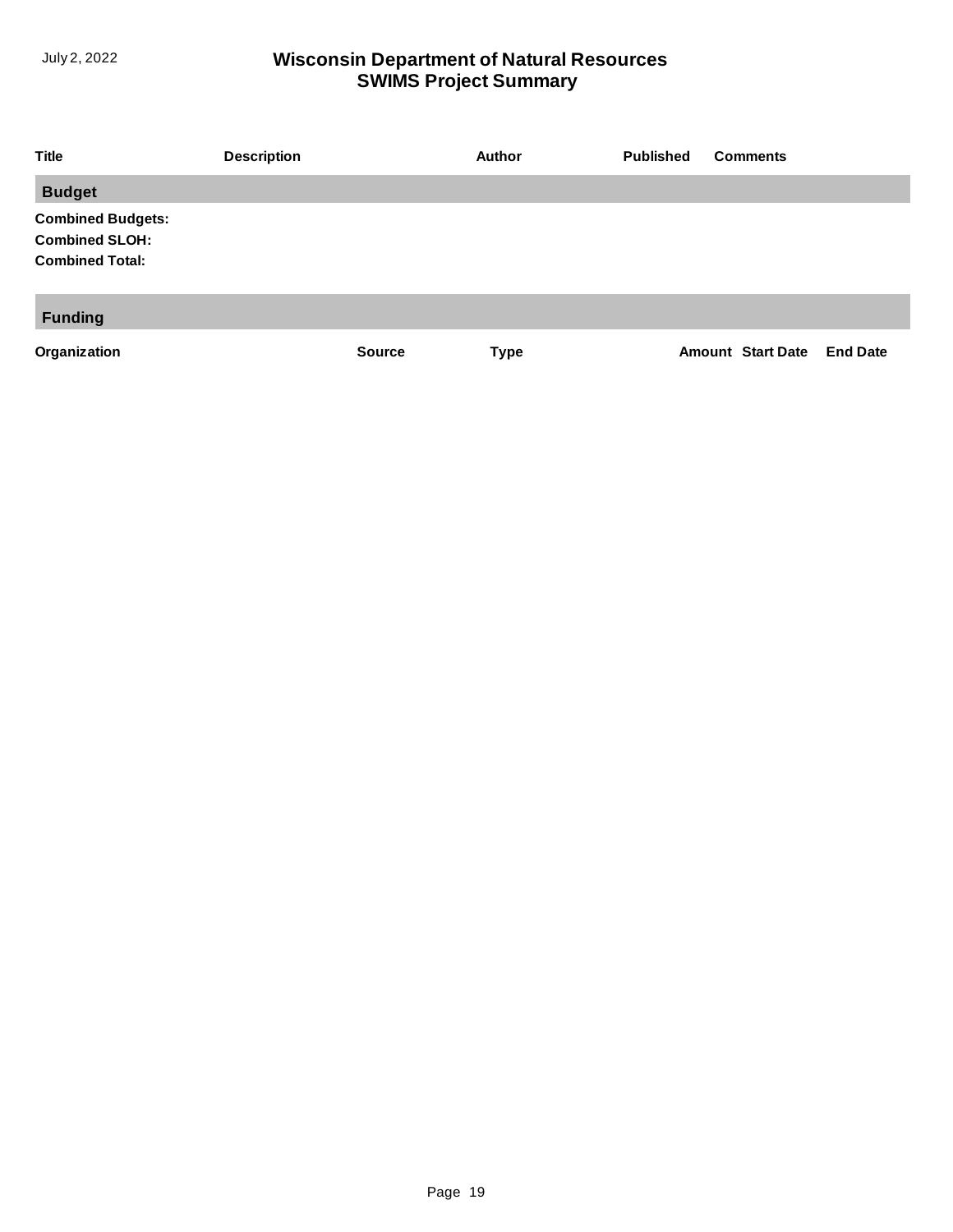| Title | Description | Author | Published | Comments |
|---|---|---|---|---|

## Budget

**Combined Budgets:**

**Combined SLOH:**

**Combined Total:**

## Funding

| Organization | Source | Type | Amount | Start Date | End Date |
|---|---|---|---|---|---|